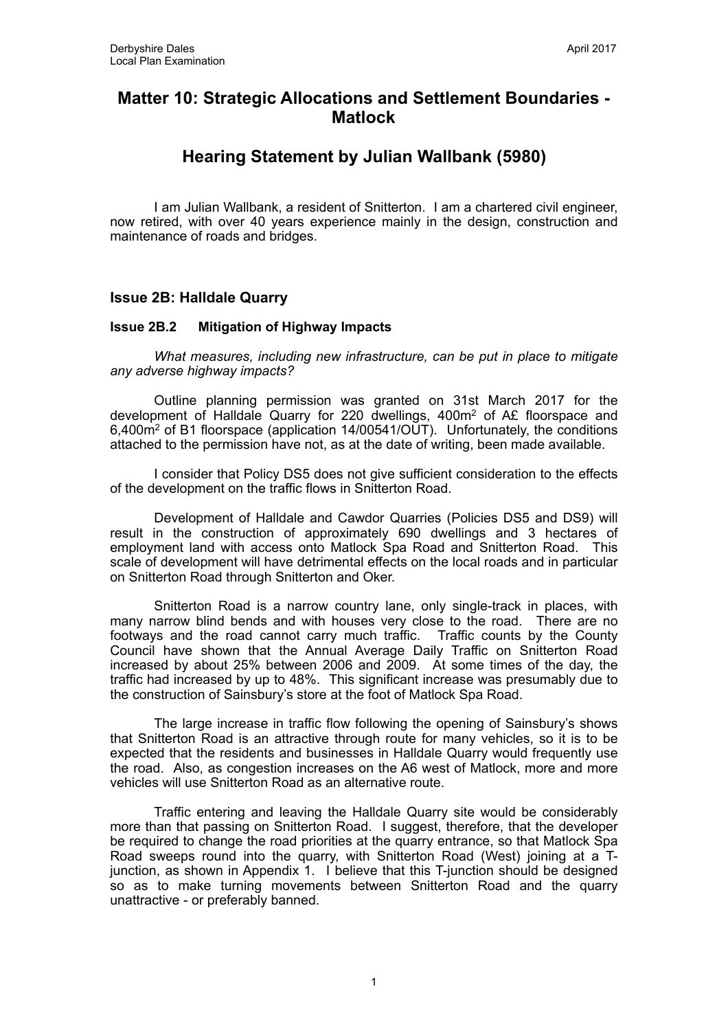# Matter 10: Strategic Allocations and Settlement Boundaries - Matlock

# Hearing Statement by Julian Wallbank (5980)

I am Julian Wallbank, a resident of Snitterton. I am a chartered civil engineer, now retired, with over 40 years experience mainly in the design, construction and maintenance of roads and bridges.

## Issue 2B: Halldale Quarry

### Issue 2B.2 Mitigation of Highway Impacts

*What measures, including new infrastructure, can be put in place to mitigate any adverse highway impacts?*

Outline planning permission was granted on 31st March 2017 for the development of Halldale Quarry for 220 dwellings, 400m$^2$ of A£ floorspace and 6,400m$^2$ of B1 floorspace (application 14/00541/OUT). Unfortunately, the conditions attached to the permission have not, as at the date of writing, been made available.

I consider that Policy DS5 does not give sufficient consideration to the effects of the development on the traffic flows in Snitterton Road.

Development of Halldale and Cawdor Quarries (Policies DS5 and DS9) will result in the construction of approximately 690 dwellings and 3 hectares of employment land with access onto Matlock Spa Road and Snitterton Road. This scale of development will have detrimental effects on the local roads and in particular on Snitterton Road through Snitterton and Oker.

Snitterton Road is a narrow country lane, only single-track in places, with many narrow blind bends and with houses very close to the road. There are no footways and the road cannot carry much traffic. Traffic counts by the County Council have shown that the Annual Average Daily Traffic on Snitterton Road increased by about 25% between 2006 and 2009. At some times of the day, the traffic had increased by up to 48%. This significant increase was presumably due to the construction of Sainsbury's store at the foot of Matlock Spa Road.

The large increase in traffic flow following the opening of Sainsbury's shows that Snitterton Road is an attractive through route for many vehicles, so it is to be expected that the residents and businesses in Halldale Quarry would frequently use the road. Also, as congestion increases on the A6 west of Matlock, more and more vehicles will use Snitterton Road as an alternative route.

Traffic entering and leaving the Halldale Quarry site would be considerably more than that passing on Snitterton Road. I suggest, therefore, that the developer be required to change the road priorities at the quarry entrance, so that Matlock Spa Road sweeps round into the quarry, with Snitterton Road (West) joining at a T-junction, as shown in Appendix 1. I believe that this T-junction should be designed so as to make turning movements between Snitterton Road and the quarry unattractive - or preferably banned.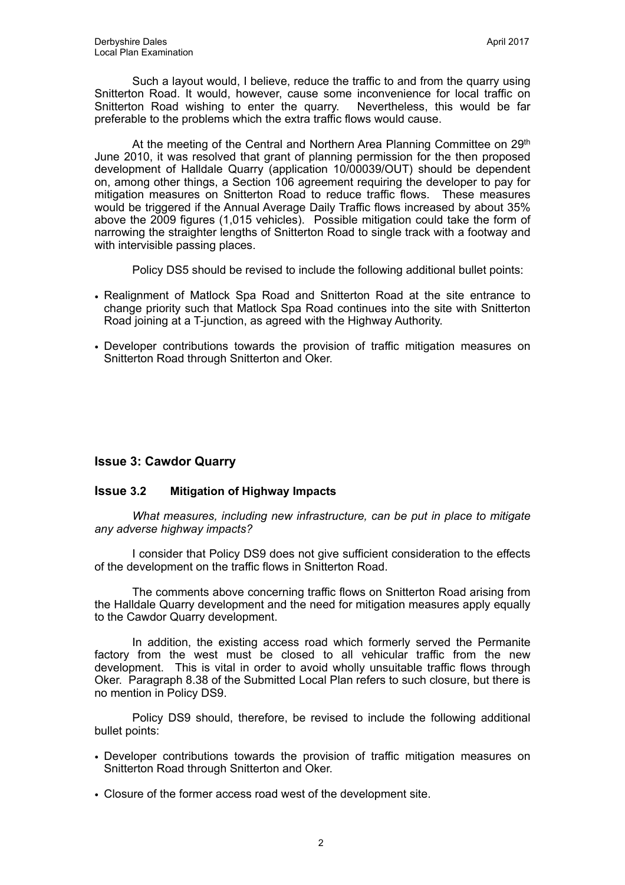Such a layout would, I believe, reduce the traffic to and from the quarry using Snitterton Road. It would, however, cause some inconvenience for local traffic on Snitterton Road wishing to enter the quarry. Nevertheless, this would be far preferable to the problems which the extra traffic flows would cause.

At the meeting of the Central and Northern Area Planning Committee on 29th June 2010, it was resolved that grant of planning permission for the then proposed development of Halldale Quarry (application 10/00039/OUT) should be dependent on, among other things, a Section 106 agreement requiring the developer to pay for mitigation measures on Snitterton Road to reduce traffic flows. These measures would be triggered if the Annual Average Daily Traffic flows increased by about 35% above the 2009 figures (1,015 vehicles). Possible mitigation could take the form of narrowing the straighter lengths of Snitterton Road to single track with a footway and with intervisible passing places.

Policy DS5 should be revised to include the following additional bullet points:

- Realignment of Matlock Spa Road and Snitterton Road at the site entrance to change priority such that Matlock Spa Road continues into the site with Snitterton Road joining at a T-junction, as agreed with the Highway Authority.
- Developer contributions towards the provision of traffic mitigation measures on Snitterton Road through Snitterton and Oker.

## Issue 3: Cawdor Quarry

### Issue 3.2 Mitigation of Highway Impacts

*What measures, including new infrastructure, can be put in place to mitigate any adverse highway impacts?*

I consider that Policy DS9 does not give sufficient consideration to the effects of the development on the traffic flows in Snitterton Road.

The comments above concerning traffic flows on Snitterton Road arising from the Halldale Quarry development and the need for mitigation measures apply equally to the Cawdor Quarry development.

In addition, the existing access road which formerly served the Permanite factory from the west must be closed to all vehicular traffic from the new development. This is vital in order to avoid wholly unsuitable traffic flows through Oker. Paragraph 8.38 of the Submitted Local Plan refers to such closure, but there is no mention in Policy DS9.

Policy DS9 should, therefore, be revised to include the following additional bullet points:

- Developer contributions towards the provision of traffic mitigation measures on Snitterton Road through Snitterton and Oker.
- Closure of the former access road west of the development site.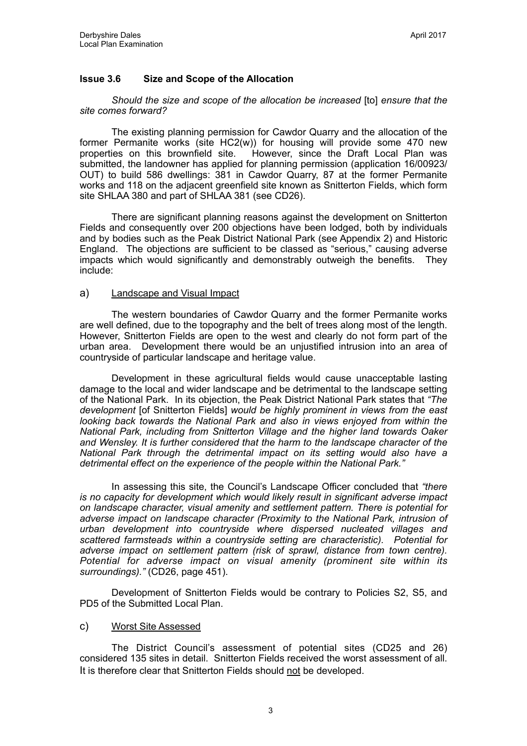### Issue 3.6 Size and Scope of the Allocation

*Should the size and scope of the allocation be increased* [to] *ensure that the site comes forward?*

The existing planning permission for Cawdor Quarry and the allocation of the former Permanite works (site HC2(w)) for housing will provide some 470 new properties on this brownfield site. However, since the Draft Local Plan was submitted, the landowner has applied for planning permission (application 16/00923/ OUT) to build 586 dwellings: 381 in Cawdor Quarry, 87 at the former Permanite works and 118 on the adjacent greenfield site known as Snitterton Fields, which form site SHLAA 380 and part of SHLAA 381 (see CD26).

There are significant planning reasons against the development on Snitterton Fields and consequently over 200 objections have been lodged, both by individuals and by bodies such as the Peak District National Park (see Appendix 2) and Historic England. The objections are sufficient to be classed as "serious," causing adverse impacts which would significantly and demonstrably outweigh the benefits. They include:

a) <u>Landscape and Visual Impact</u>

The western boundaries of Cawdor Quarry and the former Permanite works are well defined, due to the topography and the belt of trees along most of the length. However, Snitterton Fields are open to the west and clearly do not form part of the urban area. Development there would be an unjustified intrusion into an area of countryside of particular landscape and heritage value.

Development in these agricultural fields would cause unacceptable lasting damage to the local and wider landscape and be detrimental to the landscape setting of the National Park. In its objection, the Peak District National Park states that *"The development* [of Snitterton Fields] *would be highly prominent in views from the east looking back towards the National Park and also in views enjoyed from within the National Park, including from Snitterton Village and the higher land towards Oaker and Wensley. It is further considered that the harm to the landscape character of the National Park through the detrimental impact on its setting would also have a detrimental effect on the experience of the people within the National Park."*

In assessing this site, the Council's Landscape Officer concluded that *"there is no capacity for development which would likely result in significant adverse impact on landscape character, visual amenity and settlement pattern. There is potential for adverse impact on landscape character (Proximity to the National Park, intrusion of urban development into countryside where dispersed nucleated villages and scattered farmsteads within a countryside setting are characteristic). Potential for adverse impact on settlement pattern (risk of sprawl, distance from town centre). Potential for adverse impact on visual amenity (prominent site within its surroundings)."* (CD26, page 451).

Development of Snitterton Fields would be contrary to Policies S2, S5, and PD5 of the Submitted Local Plan.

c) <u>Worst Site Assessed</u>

The District Council's assessment of potential sites (CD25 and 26) considered 135 sites in detail. Snitterton Fields received the worst assessment of all. It is therefore clear that Snitterton Fields should <u>not</u> be developed.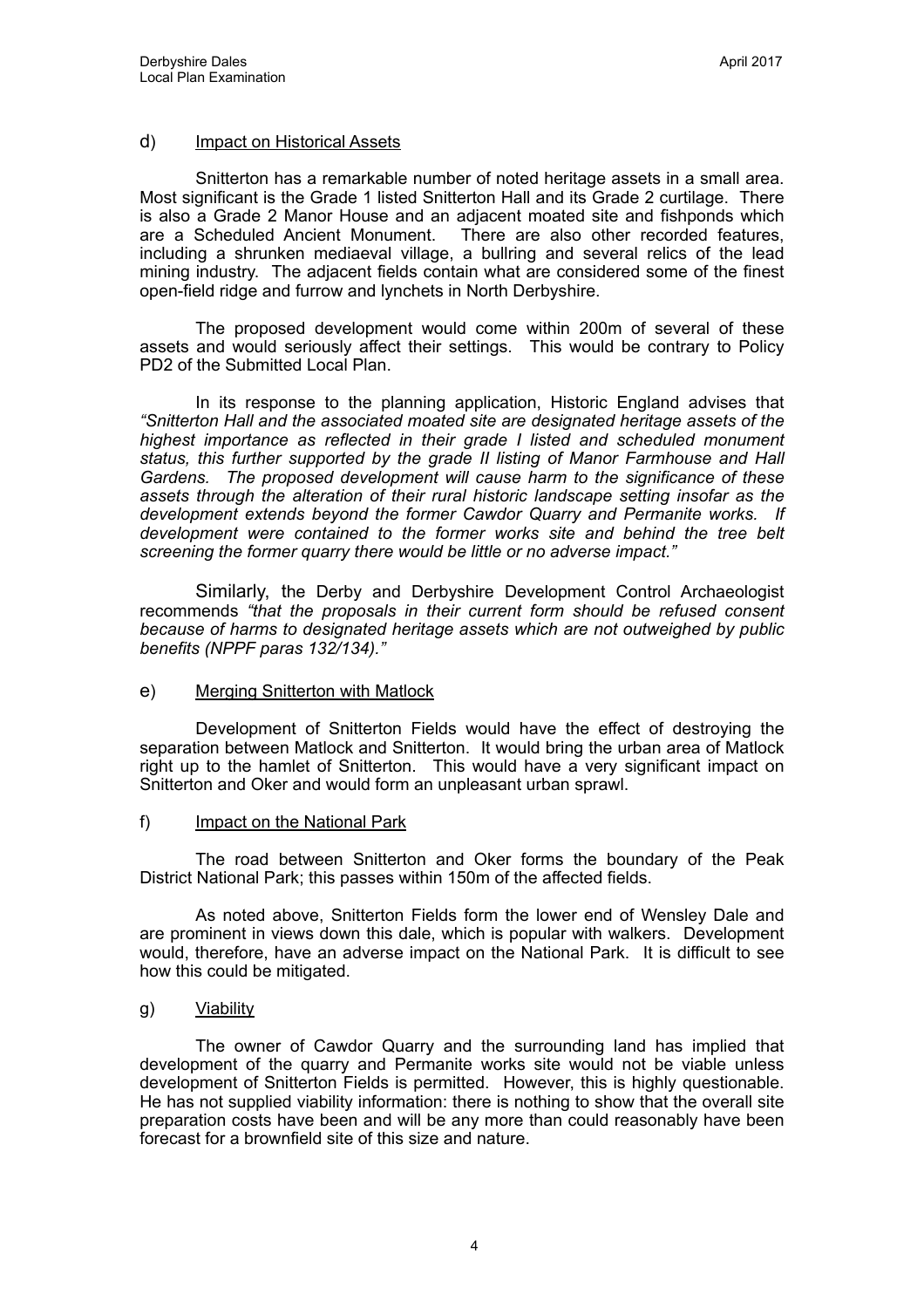d) <u>Impact on Historical Assets</u>

Snitterton has a remarkable number of noted heritage assets in a small area. Most significant is the Grade 1 listed Snitterton Hall and its Grade 2 curtilage. There is also a Grade 2 Manor House and an adjacent moated site and fishponds which are a Scheduled Ancient Monument. There are also other recorded features, including a shrunken mediaeval village, a bullring and several relics of the lead mining industry. The adjacent fields contain what are considered some of the finest open-field ridge and furrow and lynchets in North Derbyshire.

The proposed development would come within 200m of several of these assets and would seriously affect their settings. This would be contrary to Policy PD2 of the Submitted Local Plan.

In its response to the planning application, Historic England advises that *"Snitterton Hall and the associated moated site are designated heritage assets of the highest importance as reflected in their grade I listed and scheduled monument status, this further supported by the grade II listing of Manor Farmhouse and Hall Gardens. The proposed development will cause harm to the significance of these assets through the alteration of their rural historic landscape setting insofar as the development extends beyond the former Cawdor Quarry and Permanite works. If development were contained to the former works site and behind the tree belt screening the former quarry there would be little or no adverse impact."*

Similarly, the Derby and Derbyshire Development Control Archaeologist recommends *"that the proposals in their current form should be refused consent because of harms to designated heritage assets which are not outweighed by public benefits (NPPF paras 132/134)."*

e) <u>Merging Snitterton with Matlock</u>

Development of Snitterton Fields would have the effect of destroying the separation between Matlock and Snitterton. It would bring the urban area of Matlock right up to the hamlet of Snitterton. This would have a very significant impact on Snitterton and Oker and would form an unpleasant urban sprawl.

f) <u>Impact on the National Park</u>

The road between Snitterton and Oker forms the boundary of the Peak District National Park; this passes within 150m of the affected fields.

As noted above, Snitterton Fields form the lower end of Wensley Dale and are prominent in views down this dale, which is popular with walkers. Development would, therefore, have an adverse impact on the National Park. It is difficult to see how this could be mitigated.

g) <u>Viability</u>

The owner of Cawdor Quarry and the surrounding land has implied that development of the quarry and Permanite works site would not be viable unless development of Snitterton Fields is permitted. However, this is highly questionable. He has not supplied viability information: there is nothing to show that the overall site preparation costs have been and will be any more than could reasonably have been forecast for a brownfield site of this size and nature.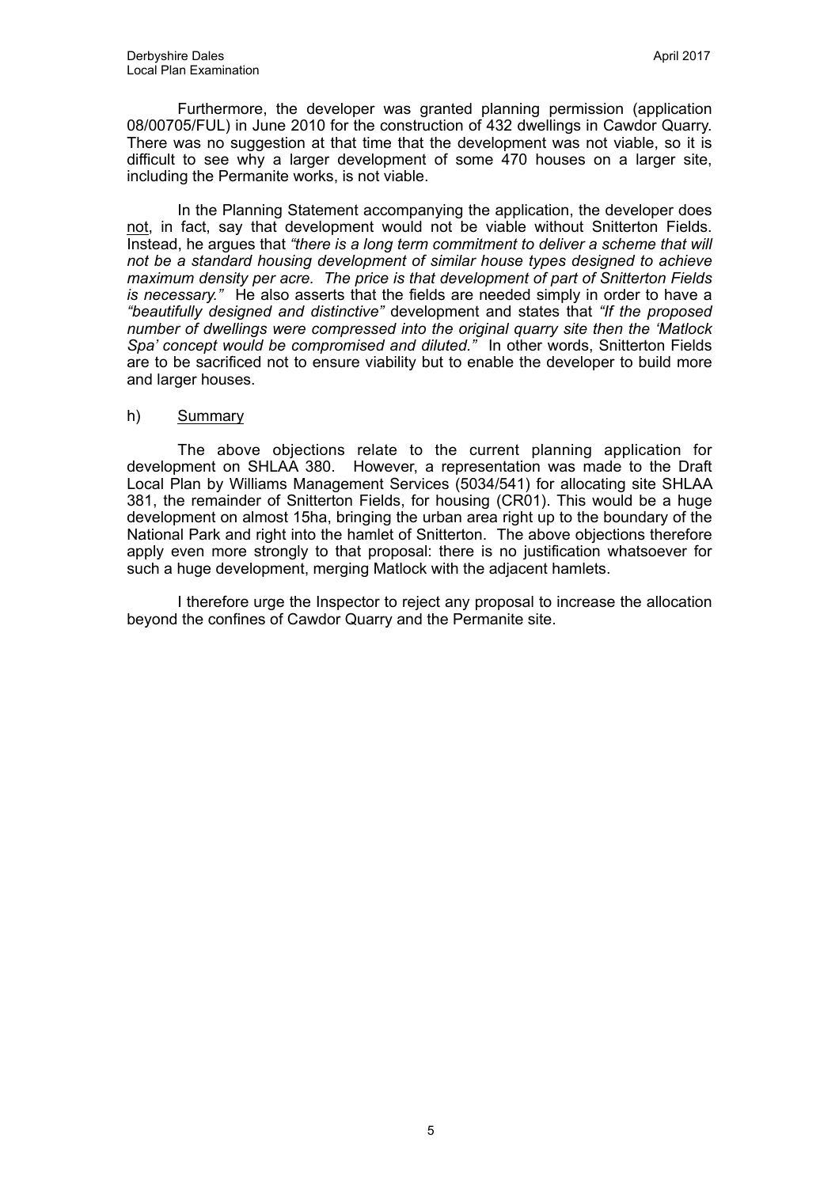Furthermore, the developer was granted planning permission (application 08/00705/FUL) in June 2010 for the construction of 432 dwellings in Cawdor Quarry. There was no suggestion at that time that the development was not viable, so it is difficult to see why a larger development of some 470 houses on a larger site, including the Permanite works, is not viable.

In the Planning Statement accompanying the application, the developer does not, in fact, say that development would not be viable without Snitterton Fields. Instead, he argues that *"there is a long term commitment to deliver a scheme that will not be a standard housing development of similar house types designed to achieve maximum density per acre. The price is that development of part of Snitterton Fields is necessary."* He also asserts that the fields are needed simply in order to have a *"beautifully designed and distinctive"* development and states that *"If the proposed number of dwellings were compressed into the original quarry site then the 'Matlock Spa' concept would be compromised and diluted."* In other words, Snitterton Fields are to be sacrificed not to ensure viability but to enable the developer to build more and larger houses.

h) Summary

The above objections relate to the current planning application for development on SHLAA 380. However, a representation was made to the Draft Local Plan by Williams Management Services (5034/541) for allocating site SHLAA 381, the remainder of Snitterton Fields, for housing (CR01). This would be a huge development on almost 15ha, bringing the urban area right up to the boundary of the National Park and right into the hamlet of Snitterton. The above objections therefore apply even more strongly to that proposal: there is no justification whatsoever for such a huge development, merging Matlock with the adjacent hamlets.

I therefore urge the Inspector to reject any proposal to increase the allocation beyond the confines of Cawdor Quarry and the Permanite site.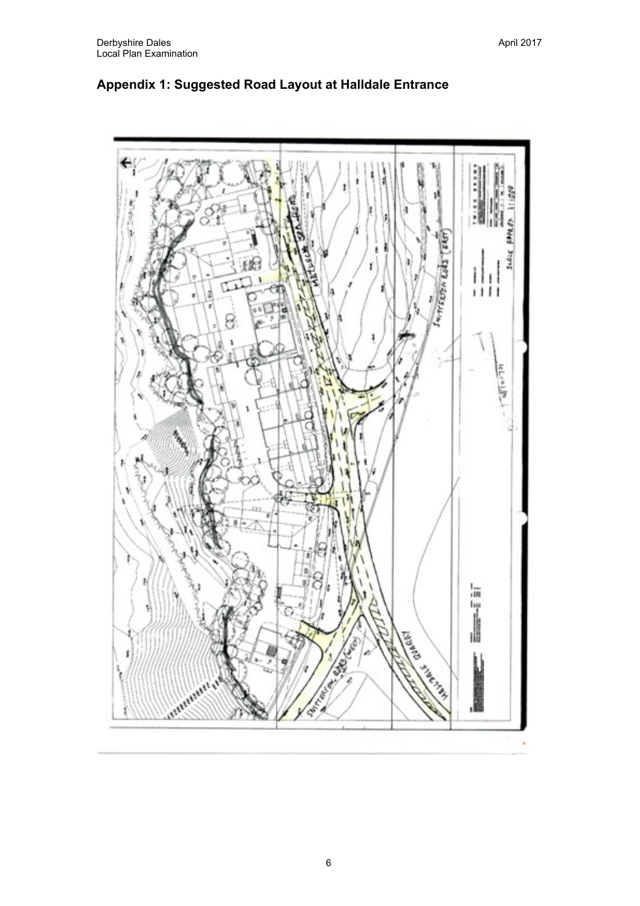## Appendix 1: Suggested Road Layout at Halldale Entrance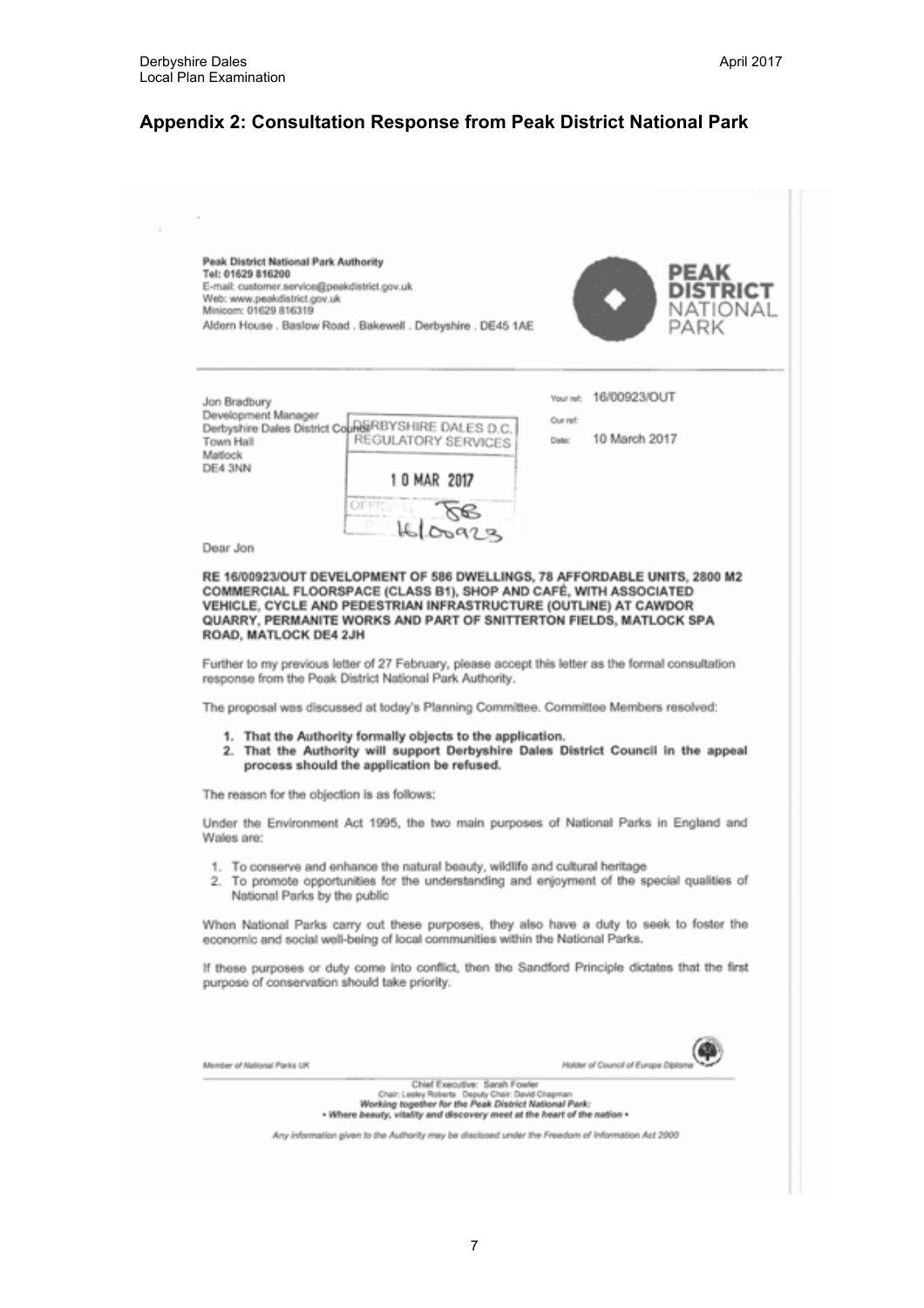## Appendix 2: Consultation Response from Peak District National Park

**Peak District National Park Authority**
**Tel: 01629 816200**
E-mail: customer.service@peakdistrict.gov.uk
Web: www.peakdistrict.gov.uk
Minicom: 01629 816319
Aldern House . Baslow Road . Bakewell . Derbyshire . DE45 1AE

PEAK DISTRICT NATIONAL PARK

Jon Bradbury
Development Manager
Derbyshire Dales District Council
Town Hall
Matlock
DE4 3NN

DERBYSHIRE DALES D.C.
REGULATORY SERVICES
10 MAR 2017
OFFICER: SB
16/00923

Your ref: 16/00923/OUT
Our ref:
Date: 10 March 2017

Dear Jon

**RE 16/00923/OUT DEVELOPMENT OF 586 DWELLINGS, 78 AFFORDABLE UNITS, 2800 M2 COMMERCIAL FLOORSPACE (CLASS B1), SHOP AND CAFÉ, WITH ASSOCIATED VEHICLE, CYCLE AND PEDESTRIAN INFRASTRUCTURE (OUTLINE) AT CAWDOR QUARRY, PERMANITE WORKS AND PART OF SNITTERTON FIELDS, MATLOCK SPA ROAD, MATLOCK DE4 2JH**

Further to my previous letter of 27 February, please accept this letter as the formal consultation response from the Peak District National Park Authority.

The proposal was discussed at today's Planning Committee. Committee Members resolved:

1. **That the Authority formally objects to the application.**
2. **That the Authority will support Derbyshire Dales District Council in the appeal process should the application be refused.**

The reason for the objection is as follows:

Under the Environment Act 1995, the two main purposes of National Parks in England and Wales are:

1. To conserve and enhance the natural beauty, wildlife and cultural heritage
2. To promote opportunities for the understanding and enjoyment of the special qualities of National Parks by the public

When National Parks carry out these purposes, they also have a duty to seek to foster the economic and social well-being of local communities within the National Parks.

If these purposes or duty come into conflict, then the Sandford Principle dictates that the first purpose of conservation should take priority.

*Member of National Parks UK*

*Holder of Council of Europe Diploma*

Chief Executive: Sarah Fowler
Chair: Lesley Roberts Deputy Chair: David Chapman
*Working together for the Peak District National Park:*
*• Where beauty, vitality and discovery meet at the heart of the nation •*

*Any information given to the Authority may be disclosed under the Freedom of Information Act 2000*